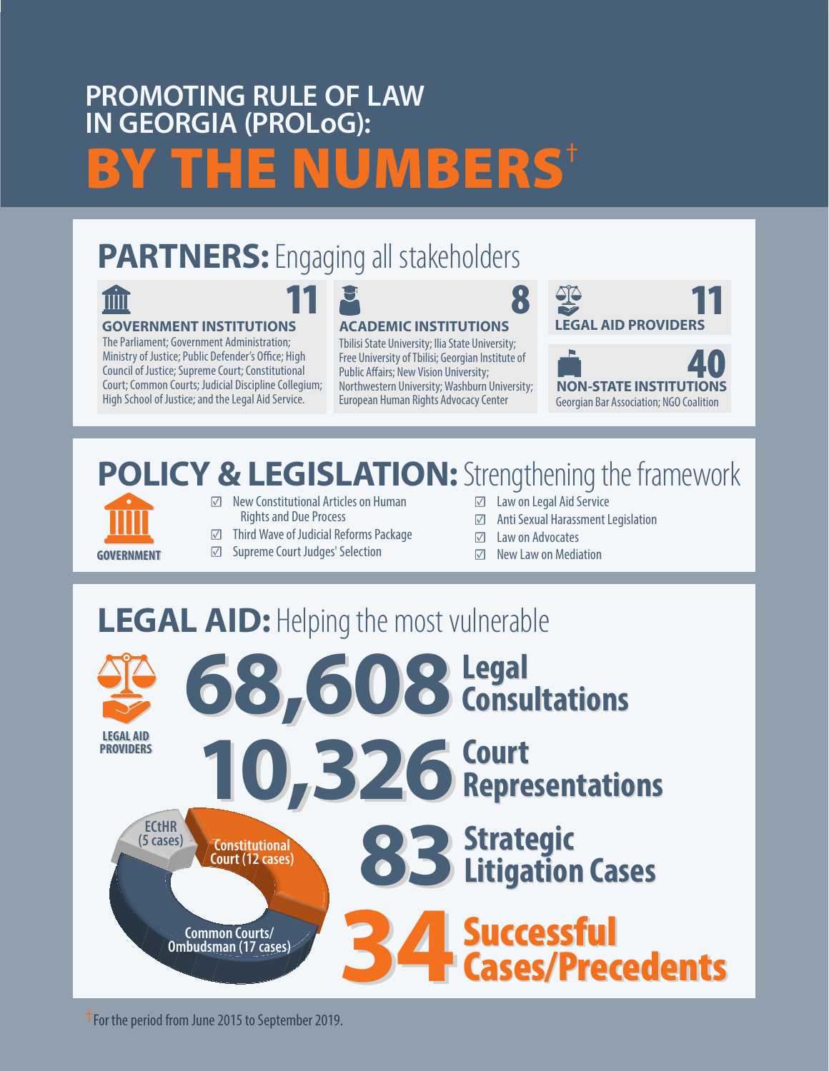# PROMOTING RULE OF LAW IN GEORGIA (PROLoG): BY THE NUMBERS†

## PARTNERS: Engaging all stakeholders

**11 GOVERNMENT INSTITUTIONS**

The Parliament; Government Administration; Ministry of Justice; Public Defender's Office; High Council of Justice; Supreme Court; Constitutional Court; Common Courts; Judicial Discipline Collegium; High School of Justice; and the Legal Aid Service.

**8 ACADEMIC INSTITUTIONS**

Tbilisi State University; Ilia State University; Free University of Tbilisi; Georgian Institute of Public Affairs; New Vision University; Northwestern University; Washburn University; European Human Rights Advocacy Center

**11 LEGAL AID PROVIDERS**

**40 NON-STATE INSTITUTIONS**

Georgian Bar Association; NGO Coalition

## POLICY & LEGISLATION: Strengthening the framework

GOVERNMENT

- ☑ New Constitutional Articles on Human Rights and Due Process
- ☑ Third Wave of Judicial Reforms Package
- ☑ Supreme Court Judges' Selection
- ☑ Law on Legal Aid Service
- ☑ Anti Sexual Harassment Legislation
- ☑ Law on Advocates
- ☑ New Law on Mediation

## LEGAL AID: Helping the most vulnerable

LEGAL AID PROVIDERS

**68,608** Legal Consultations

**10,326** Court Representations

**83** Strategic Litigation Cases

**34** Successful Cases/Precedents

ECtHR (5 cases)
Constitutional Court (12 cases)
Common Courts/ Ombudsman (17 cases)

† For the period from June 2015 to September 2019.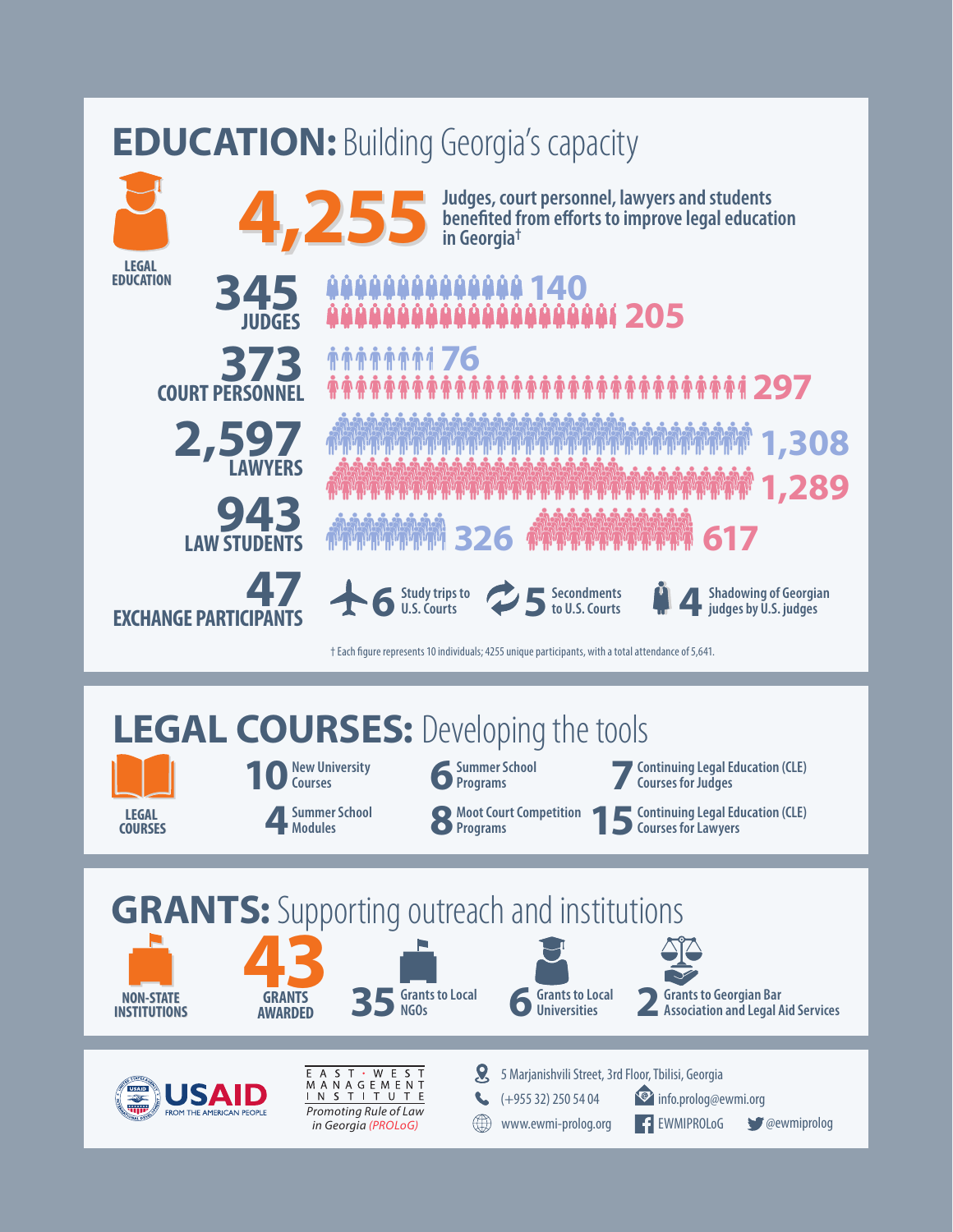# EDUCATION: Building Georgia's capacity

LEGAL EDUCATION

**4,255** Judges, court personnel, lawyers and students benefited from efforts to improve legal education in Georgia†

**345** JUDGES
140
205

**373** COURT PERSONNEL
76
297

**2,597** LAWYERS
1,308
1,289

**943** LAW STUDENTS
326
617

**47** EXCHANGE PARTICIPANTS

- **6** Study trips to U.S. Courts
- **5** Secondments to U.S. Courts
- **4** Shadowing of Georgian judges by U.S. judges

† Each figure represents 10 individuals; 4255 unique participants, with a total attendance of 5,641.

# LEGAL COURSES: Developing the tools

LEGAL COURSES

- **10** New University Courses
- **4** Summer School Modules
- **6** Summer School Programs
- **8** Moot Court Competition Programs
- **7** Continuing Legal Education (CLE) Courses for Judges
- **15** Continuing Legal Education (CLE) Courses for Lawyers

# GRANTS: Supporting outreach and institutions

NON-STATE INSTITUTIONS

**43** GRANTS AWARDED

- **35** Grants to Local NGOs
- **6** Grants to Local Universities
- **2** Grants to Georgian Bar Association and Legal Aid Services

USAID FROM THE AMERICAN PEOPLE

EAST · WEST MANAGEMENT INSTITUTE
*Promoting Rule of Law in Georgia (PROLoG)*

5 Marjanishvili Street, 3rd Floor, Tbilisi, Georgia
(+955 32) 250 54 04
info.prolog@ewmi.org
www.ewmi-prolog.org
EWMIPROLoG
@ewmiprolog